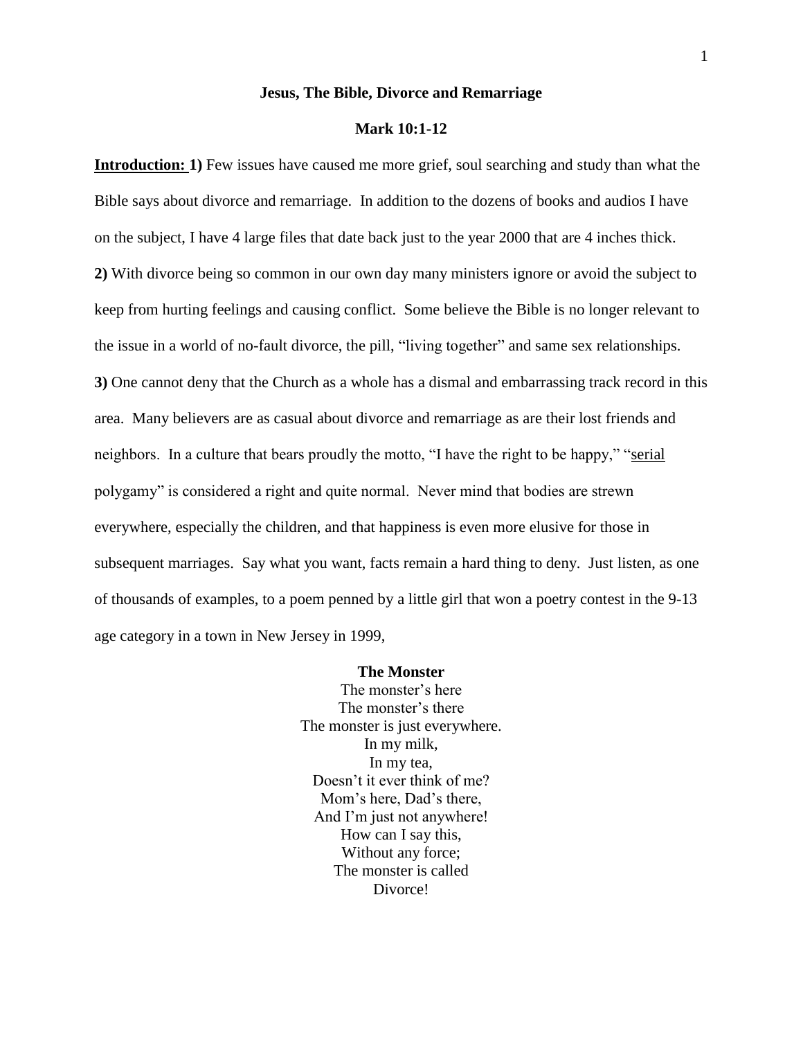# Jesus, The Bible, Divorce and Remarriage

## Mark 10:1-12

**Introduction: 1)** Few issues have caused me more grief, soul searching and study than what the Bible says about divorce and remarriage. In addition to the dozens of books and audios I have on the subject, I have 4 large files that date back just to the year 2000 that are 4 inches thick.

**2)** With divorce being so common in our own day many ministers ignore or avoid the subject to keep from hurting feelings and causing conflict. Some believe the Bible is no longer relevant to the issue in a world of no-fault divorce, the pill, "living together" and same sex relationships.

**3)** One cannot deny that the Church as a whole has a dismal and embarrassing track record in this area. Many believers are as casual about divorce and remarriage as are their lost friends and neighbors. In a culture that bears proudly the motto, "I have the right to be happy," "serial polygamy" is considered a right and quite normal. Never mind that bodies are strewn everywhere, especially the children, and that happiness is even more elusive for those in subsequent marriages. Say what you want, facts remain a hard thing to deny. Just listen, as one of thousands of examples, to a poem penned by a little girl that won a poetry contest in the 9-13 age category in a town in New Jersey in 1999,

**The Monster**

The monster's here  
The monster's there  
The monster is just everywhere.  
In my milk,  
In my tea,  
Doesn't it ever think of me?  
Mom's here, Dad's there,  
And I'm just not anywhere!  
How can I say this,  
Without any force;  
The monster is called  
Divorce!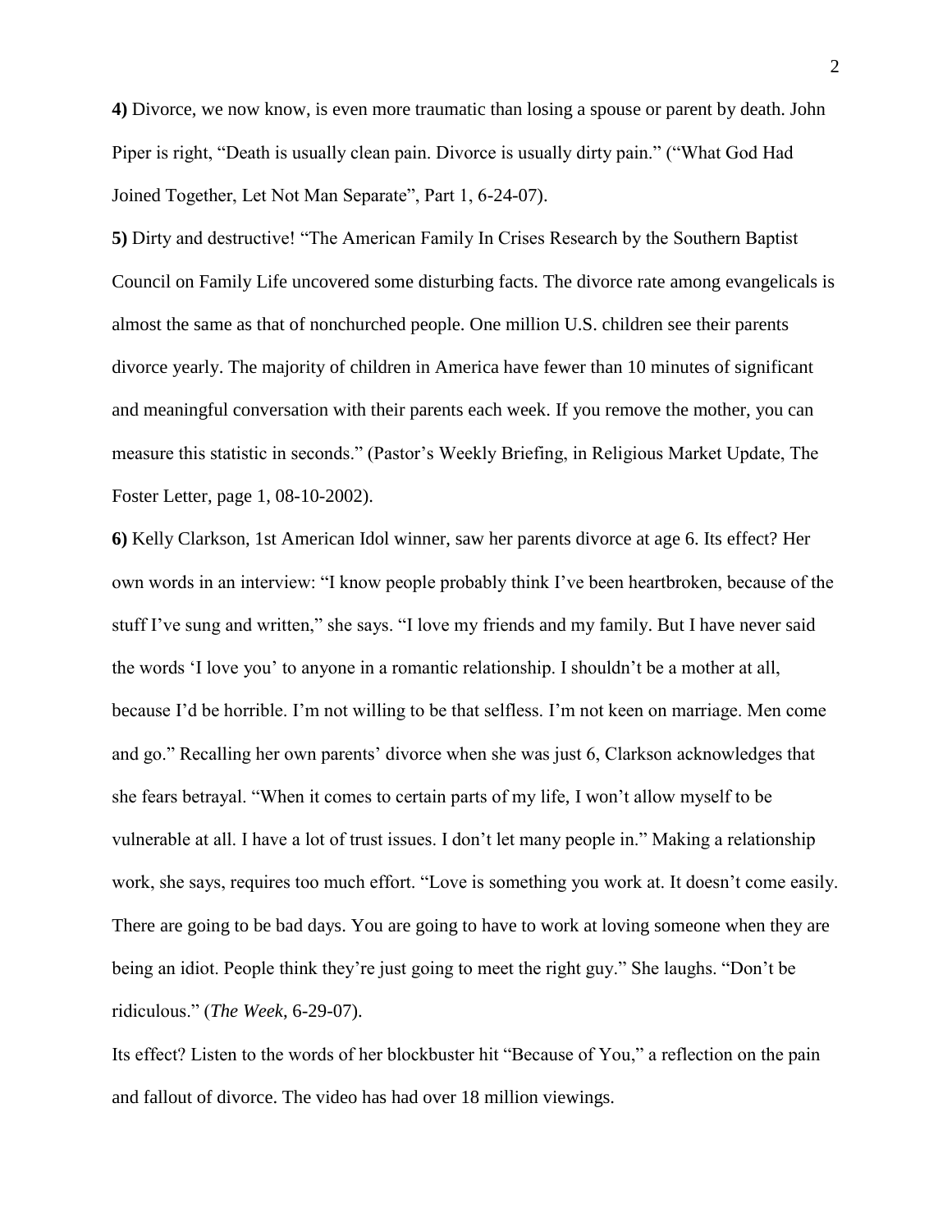**4)** Divorce, we now know, is even more traumatic than losing a spouse or parent by death. John Piper is right, "Death is usually clean pain. Divorce is usually dirty pain." ("What God Had Joined Together, Let Not Man Separate", Part 1, 6-24-07).

**5)** Dirty and destructive! "The American Family In Crises Research by the Southern Baptist Council on Family Life uncovered some disturbing facts. The divorce rate among evangelicals is almost the same as that of nonchurched people. One million U.S. children see their parents divorce yearly. The majority of children in America have fewer than 10 minutes of significant and meaningful conversation with their parents each week. If you remove the mother, you can measure this statistic in seconds." (Pastor's Weekly Briefing, in Religious Market Update, The Foster Letter, page 1, 08-10-2002).

**6)** Kelly Clarkson, 1st American Idol winner, saw her parents divorce at age 6. Its effect? Her own words in an interview: "I know people probably think I've been heartbroken, because of the stuff I've sung and written," she says. "I love my friends and my family. But I have never said the words 'I love you' to anyone in a romantic relationship. I shouldn't be a mother at all, because I'd be horrible. I'm not willing to be that selfless. I'm not keen on marriage. Men come and go." Recalling her own parents' divorce when she was just 6, Clarkson acknowledges that she fears betrayal. "When it comes to certain parts of my life, I won't allow myself to be vulnerable at all. I have a lot of trust issues. I don't let many people in." Making a relationship work, she says, requires too much effort. "Love is something you work at. It doesn't come easily. There are going to be bad days. You are going to have to work at loving someone when they are being an idiot. People think they're just going to meet the right guy." She laughs. "Don't be ridiculous." (*The Week*, 6-29-07).

Its effect? Listen to the words of her blockbuster hit "Because of You," a reflection on the pain and fallout of divorce. The video has had over 18 million viewings.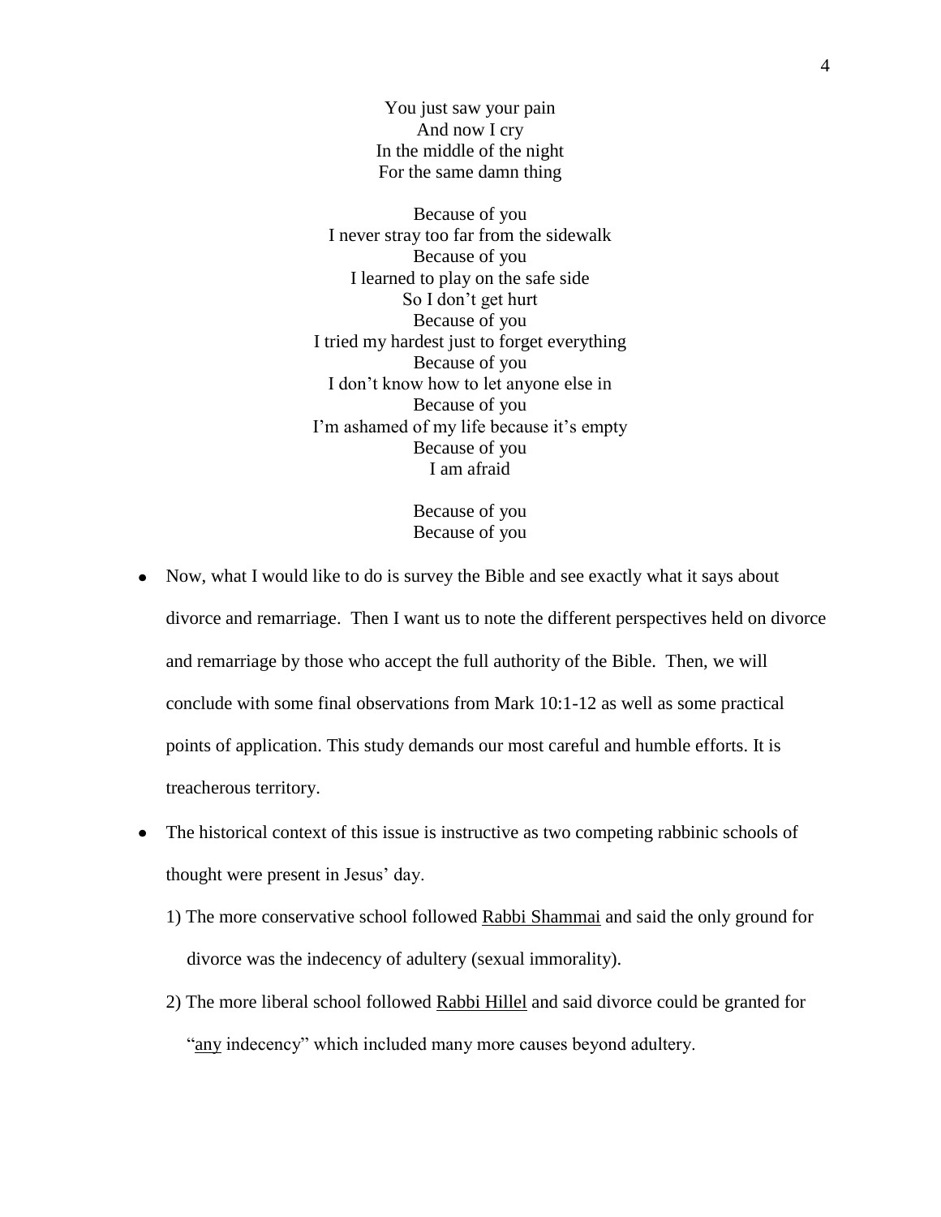You just saw your pain
And now I cry
In the middle of the night
For the same damn thing

Because of you
I never stray too far from the sidewalk
Because of you
I learned to play on the safe side
So I don't get hurt
Because of you
I tried my hardest just to forget everything
Because of you
I don't know how to let anyone else in
Because of you
I'm ashamed of my life because it's empty
Because of you
I am afraid

Because of you
Because of you

- Now, what I would like to do is survey the Bible and see exactly what it says about divorce and remarriage. Then I want us to note the different perspectives held on divorce and remarriage by those who accept the full authority of the Bible. Then, we will conclude with some final observations from Mark 10:1-12 as well as some practical points of application. This study demands our most careful and humble efforts. It is treacherous territory.
- The historical context of this issue is instructive as two competing rabbinic schools of thought were present in Jesus' day.
    1) The more conservative school followed <u>Rabbi Shammai</u> and said the only ground for divorce was the indecency of adultery (sexual immorality).
    2) The more liberal school followed <u>Rabbi Hillel</u> and said divorce could be granted for "<u>any</u> indecency" which included many more causes beyond adultery.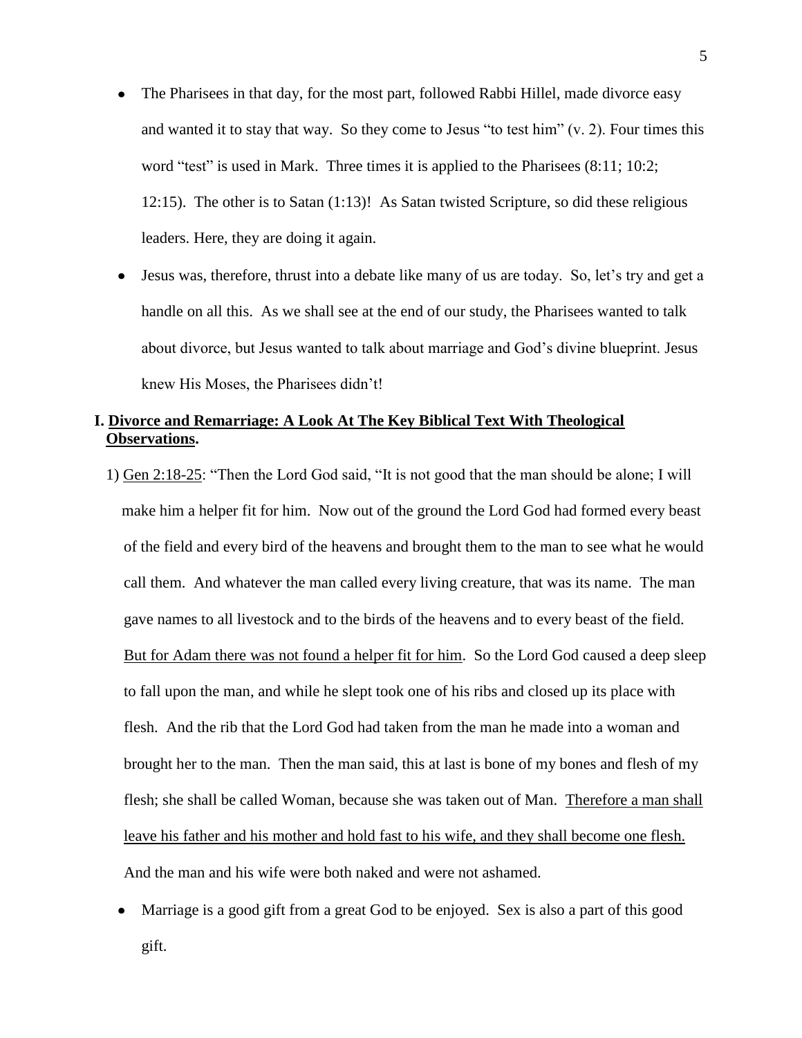- The Pharisees in that day, for the most part, followed Rabbi Hillel, made divorce easy and wanted it to stay that way. So they come to Jesus "to test him" (v. 2). Four times this word "test" is used in Mark. Three times it is applied to the Pharisees (8:11; 10:2; 12:15). The other is to Satan (1:13)! As Satan twisted Scripture, so did these religious leaders. Here, they are doing it again.
- Jesus was, therefore, thrust into a debate like many of us are today. So, let's try and get a handle on all this. As we shall see at the end of our study, the Pharisees wanted to talk about divorce, but Jesus wanted to talk about marriage and God's divine blueprint. Jesus knew His Moses, the Pharisees didn't!

## I. <u>Divorce and Remarriage: A Look At The Key Biblical Text With Theological Observations</u>.

1) <u>Gen 2:18-25</u>: "Then the Lord God said, "It is not good that the man should be alone; I will make him a helper fit for him. Now out of the ground the Lord God had formed every beast of the field and every bird of the heavens and brought them to the man to see what he would call them. And whatever the man called every living creature, that was its name. The man gave names to all livestock and to the birds of the heavens and to every beast of the field. <u>But for Adam there was not found a helper fit for him</u>. So the Lord God caused a deep sleep to fall upon the man, and while he slept took one of his ribs and closed up its place with flesh. And the rib that the Lord God had taken from the man he made into a woman and brought her to the man. Then the man said, this at last is bone of my bones and flesh of my flesh; she shall be called Woman, because she was taken out of Man. <u>Therefore a man shall leave his father and his mother and hold fast to his wife, and they shall become one flesh.</u> And the man and his wife were both naked and were not ashamed.

- Marriage is a good gift from a great God to be enjoyed. Sex is also a part of this good gift.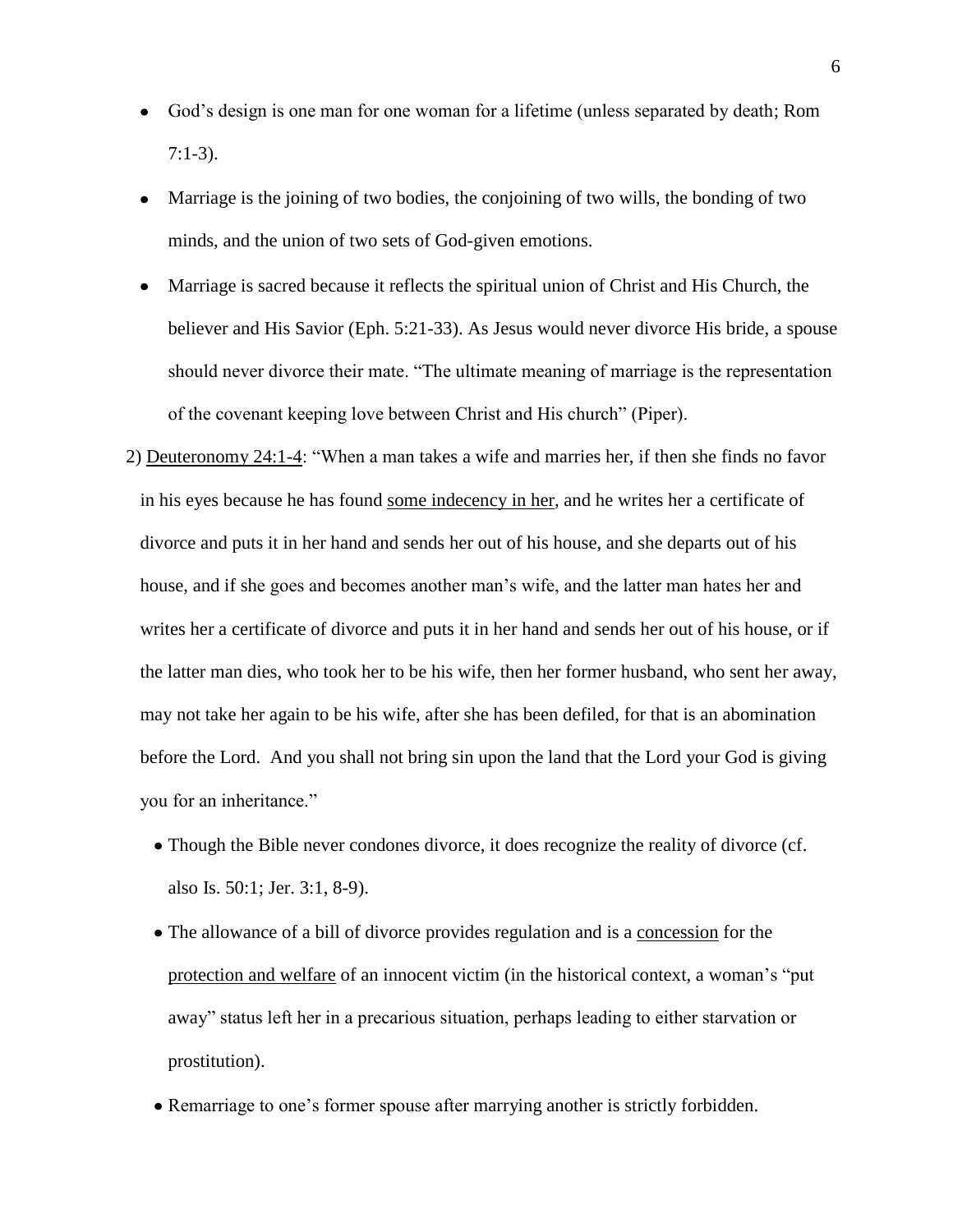- God's design is one man for one woman for a lifetime (unless separated by death; Rom 7:1-3).
- Marriage is the joining of two bodies, the conjoining of two wills, the bonding of two minds, and the union of two sets of God-given emotions.
- Marriage is sacred because it reflects the spiritual union of Christ and His Church, the believer and His Savior (Eph. 5:21-33). As Jesus would never divorce His bride, a spouse should never divorce their mate. "The ultimate meaning of marriage is the representation of the covenant keeping love between Christ and His church" (Piper).

2) <u>Deuteronomy 24:1-4</u>: "When a man takes a wife and marries her, if then she finds no favor in his eyes because he has found <u>some indecency in her</u>, and he writes her a certificate of divorce and puts it in her hand and sends her out of his house, and she departs out of his house, and if she goes and becomes another man's wife, and the latter man hates her and writes her a certificate of divorce and puts it in her hand and sends her out of his house, or if the latter man dies, who took her to be his wife, then her former husband, who sent her away, may not take her again to be his wife, after she has been defiled, for that is an abomination before the Lord. And you shall not bring sin upon the land that the Lord your God is giving you for an inheritance."

- Though the Bible never condones divorce, it does recognize the reality of divorce (cf. also Is. 50:1; Jer. 3:1, 8-9).
- The allowance of a bill of divorce provides regulation and is a <u>concession</u> for the <u>protection and welfare</u> of an innocent victim (in the historical context, a woman's "put away" status left her in a precarious situation, perhaps leading to either starvation or prostitution).
- Remarriage to one's former spouse after marrying another is strictly forbidden.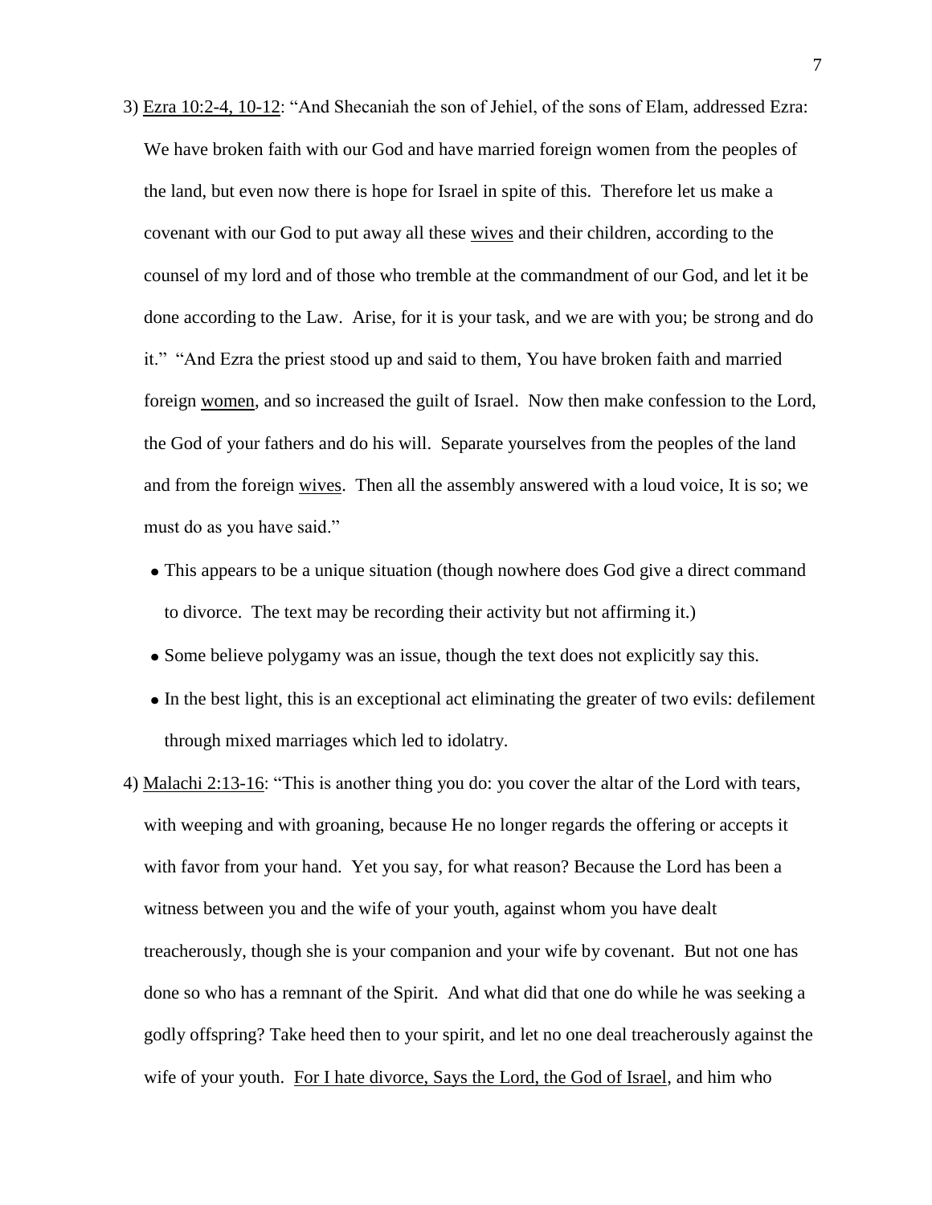3) <u>Ezra 10:2-4, 10-12</u>: "And Shecaniah the son of Jehiel, of the sons of Elam, addressed Ezra: We have broken faith with our God and have married foreign women from the peoples of the land, but even now there is hope for Israel in spite of this. Therefore let us make a covenant with our God to put away all these <u>wives</u> and their children, according to the counsel of my lord and of those who tremble at the commandment of our God, and let it be done according to the Law. Arise, for it is your task, and we are with you; be strong and do it." "And Ezra the priest stood up and said to them, You have broken faith and married foreign <u>women</u>, and so increased the guilt of Israel. Now then make confession to the Lord, the God of your fathers and do his will. Separate yourselves from the peoples of the land and from the foreign <u>wives</u>. Then all the assembly answered with a loud voice, It is so; we must do as you have said."

- This appears to be a unique situation (though nowhere does God give a direct command to divorce. The text may be recording their activity but not affirming it.)
- Some believe polygamy was an issue, though the text does not explicitly say this.
- In the best light, this is an exceptional act eliminating the greater of two evils: defilement through mixed marriages which led to idolatry.

4) <u>Malachi 2:13-16</u>: "This is another thing you do: you cover the altar of the Lord with tears, with weeping and with groaning, because He no longer regards the offering or accepts it with favor from your hand. Yet you say, for what reason? Because the Lord has been a witness between you and the wife of your youth, against whom you have dealt treacherously, though she is your companion and your wife by covenant. But not one has done so who has a remnant of the Spirit. And what did that one do while he was seeking a godly offspring? Take heed then to your spirit, and let no one deal treacherously against the wife of your youth. <u>For I hate divorce, Says the Lord, the God of Israel</u>, and him who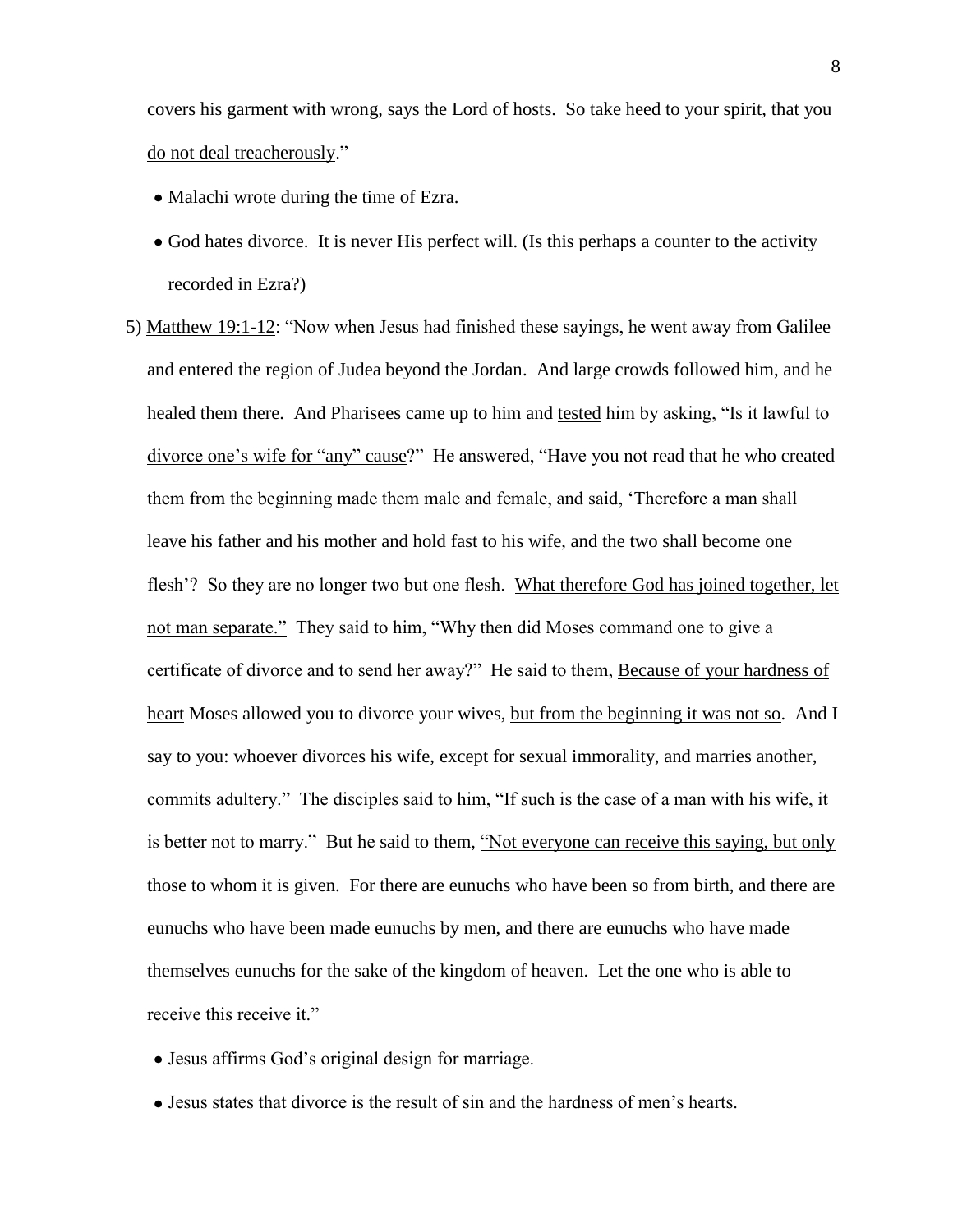covers his garment with wrong, says the Lord of hosts. So take heed to your spirit, that you <u>do not deal treacherously</u>."

- Malachi wrote during the time of Ezra.
- God hates divorce. It is never His perfect will. (Is this perhaps a counter to the activity recorded in Ezra?)

5) <u>Matthew 19:1-12</u>: "Now when Jesus had finished these sayings, he went away from Galilee and entered the region of Judea beyond the Jordan. And large crowds followed him, and he healed them there. And Pharisees came up to him and <u>tested</u> him by asking, "Is it lawful to <u>divorce one's wife for "any" cause</u>?" He answered, "Have you not read that he who created them from the beginning made them male and female, and said, 'Therefore a man shall leave his father and his mother and hold fast to his wife, and the two shall become one flesh'? So they are no longer two but one flesh. <u>What therefore God has joined together, let not man separate."</u> They said to him, "Why then did Moses command one to give a certificate of divorce and to send her away?" He said to them, <u>Because of your hardness of heart</u> Moses allowed you to divorce your wives, <u>but from the beginning it was not so</u>. And I say to you: whoever divorces his wife, <u>except for sexual immorality</u>, and marries another, commits adultery." The disciples said to him, "If such is the case of a man with his wife, it is better not to marry." But he said to them, <u>"Not everyone can receive this saying, but only those to whom it is given.</u> For there are eunuchs who have been so from birth, and there are eunuchs who have been made eunuchs by men, and there are eunuchs who have made themselves eunuchs for the sake of the kingdom of heaven. Let the one who is able to receive this receive it."

   - Jesus affirms God's original design for marriage.
   - Jesus states that divorce is the result of sin and the hardness of men's hearts.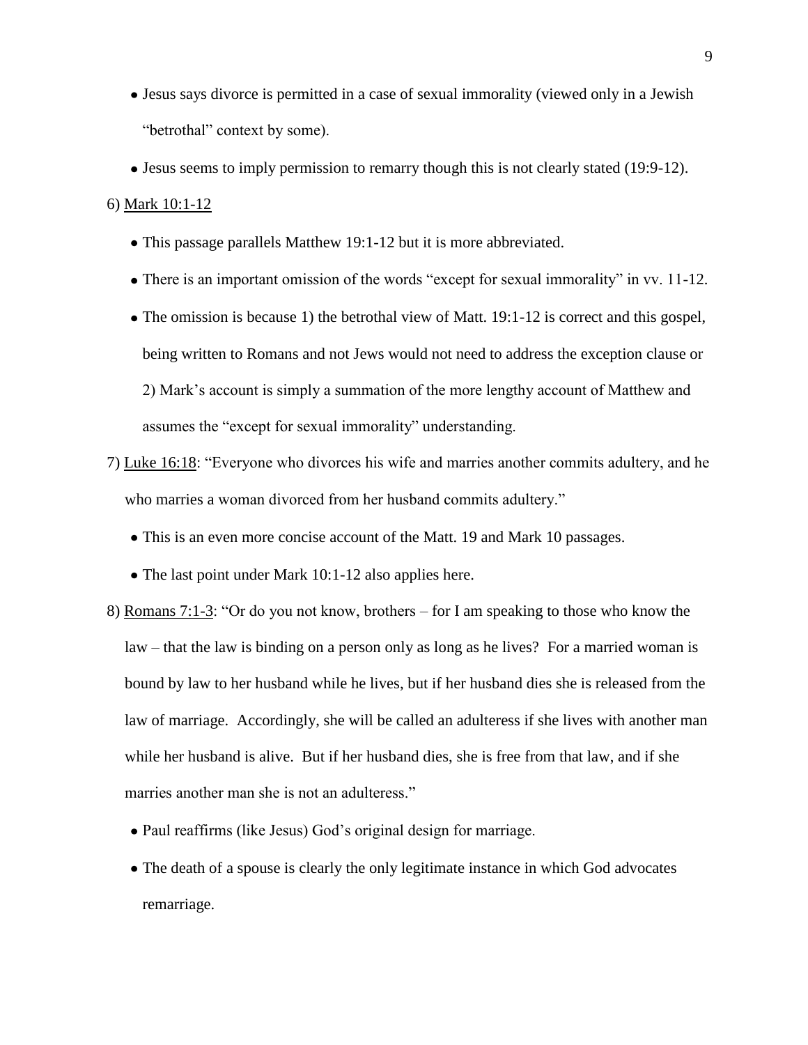- Jesus says divorce is permitted in a case of sexual immorality (viewed only in a Jewish "betrothal" context by some).
- Jesus seems to imply permission to remarry though this is not clearly stated (19:9-12).

6) <u>Mark 10:1-12</u>

- This passage parallels Matthew 19:1-12 but it is more abbreviated.
- There is an important omission of the words "except for sexual immorality" in vv. 11-12.
- The omission is because 1) the betrothal view of Matt. 19:1-12 is correct and this gospel, being written to Romans and not Jews would not need to address the exception clause or 2) Mark's account is simply a summation of the more lengthy account of Matthew and assumes the "except for sexual immorality" understanding.

7) <u>Luke 16:18</u>: "Everyone who divorces his wife and marries another commits adultery, and he who marries a woman divorced from her husband commits adultery."

- This is an even more concise account of the Matt. 19 and Mark 10 passages.
- The last point under Mark 10:1-12 also applies here.

8) <u>Romans 7:1-3</u>: "Or do you not know, brothers – for I am speaking to those who know the law – that the law is binding on a person only as long as he lives? For a married woman is bound by law to her husband while he lives, but if her husband dies she is released from the law of marriage. Accordingly, she will be called an adulteress if she lives with another man while her husband is alive. But if her husband dies, she is free from that law, and if she marries another man she is not an adulteress."

- Paul reaffirms (like Jesus) God's original design for marriage.
- The death of a spouse is clearly the only legitimate instance in which God advocates remarriage.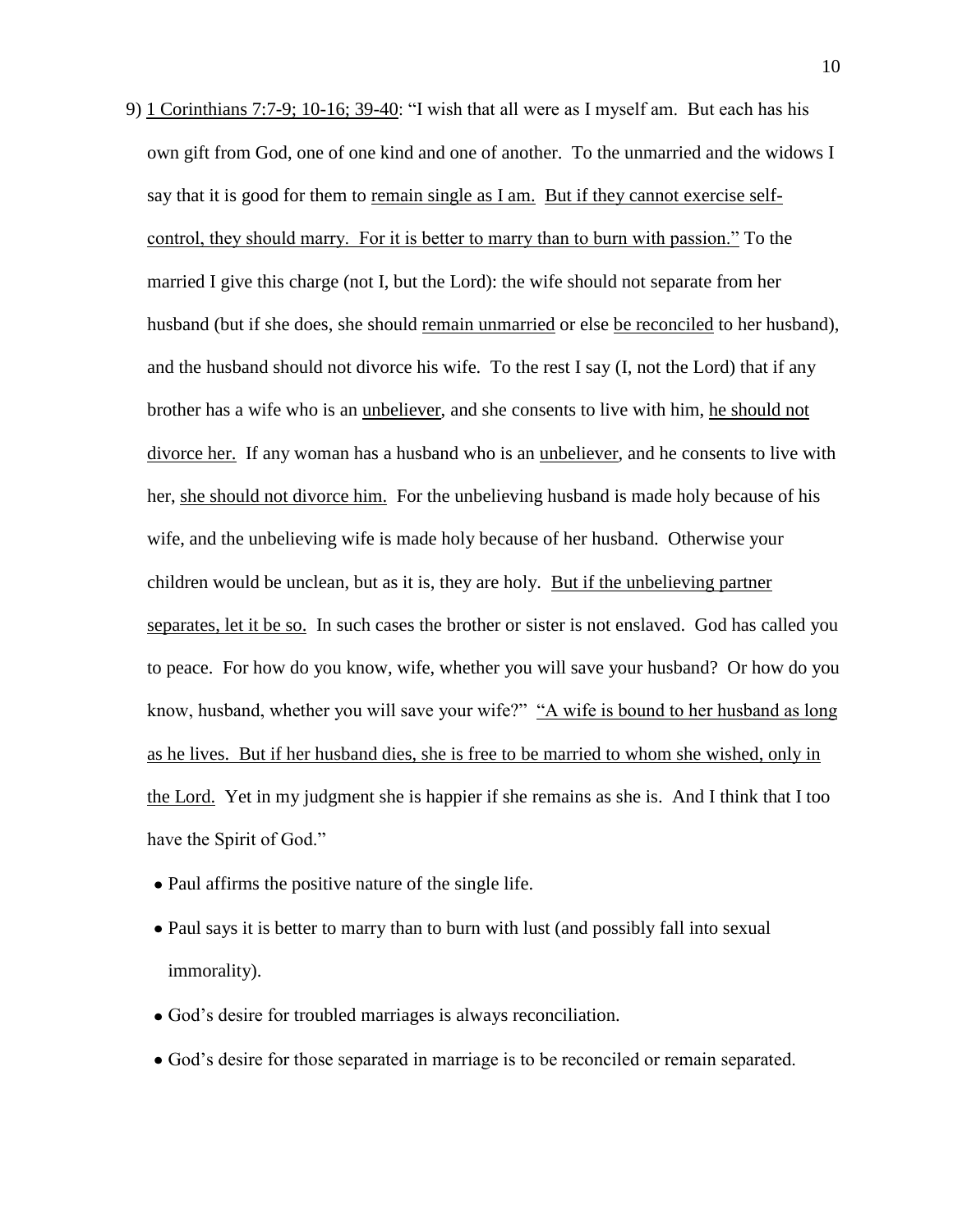9) <u>1 Corinthians 7:7-9; 10-16; 39-40</u>: "I wish that all were as I myself am. But each has his own gift from God, one of one kind and one of another. To the unmarried and the widows I say that it is good for them to <u>remain single as I am.</u> <u>But if they cannot exercise self-control, they should marry. For it is better to marry than to burn with passion."</u> To the married I give this charge (not I, but the Lord): the wife should not separate from her husband (but if she does, she should <u>remain unmarried</u> or else <u>be reconciled</u> to her husband), and the husband should not divorce his wife. To the rest I say (I, not the Lord) that if any brother has a wife who is an <u>unbeliever</u>, and she consents to live with him, <u>he should not divorce her.</u> If any woman has a husband who is an <u>unbeliever</u>, and he consents to live with her, <u>she should not divorce him.</u> For the unbelieving husband is made holy because of his wife, and the unbelieving wife is made holy because of her husband. Otherwise your children would be unclean, but as it is, they are holy. <u>But if the unbelieving partner separates, let it be so.</u> In such cases the brother or sister is not enslaved. God has called you to peace. For how do you know, wife, whether you will save your husband? Or how do you know, husband, whether you will save your wife?" <u>"A wife is bound to her husband as long as he lives. But if her husband dies, she is free to be married to whom she wished, only in the Lord.</u> Yet in my judgment she is happier if she remains as she is. And I think that I too have the Spirit of God."

- Paul affirms the positive nature of the single life.
- Paul says it is better to marry than to burn with lust (and possibly fall into sexual immorality).
- God's desire for troubled marriages is always reconciliation.
- God's desire for those separated in marriage is to be reconciled or remain separated.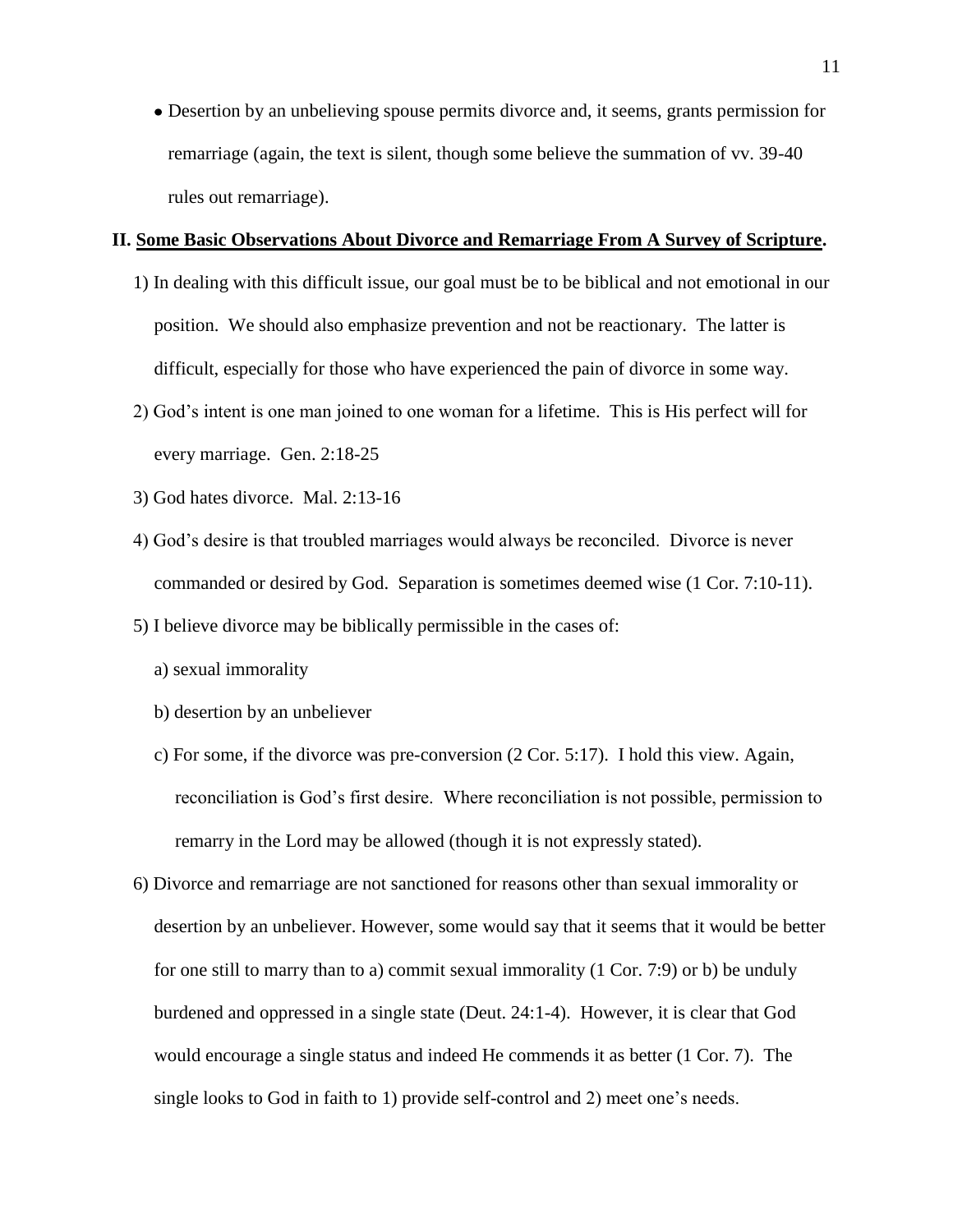- Desertion by an unbelieving spouse permits divorce and, it seems, grants permission for remarriage (again, the text is silent, though some believe the summation of vv. 39-40 rules out remarriage).

## II. Some Basic Observations About Divorce and Remarriage From A Survey of Scripture.

1) In dealing with this difficult issue, our goal must be to be biblical and not emotional in our position. We should also emphasize prevention and not be reactionary. The latter is difficult, especially for those who have experienced the pain of divorce in some way.

2) God's intent is one man joined to one woman for a lifetime. This is His perfect will for every marriage. Gen. 2:18-25

3) God hates divorce. Mal. 2:13-16

4) God's desire is that troubled marriages would always be reconciled. Divorce is never commanded or desired by God. Separation is sometimes deemed wise (1 Cor. 7:10-11).

5) I believe divorce may be biblically permissible in the cases of:

   a) sexual immorality

   b) desertion by an unbeliever

   c) For some, if the divorce was pre-conversion (2 Cor. 5:17). I hold this view. Again, reconciliation is God's first desire. Where reconciliation is not possible, permission to remarry in the Lord may be allowed (though it is not expressly stated).

6) Divorce and remarriage are not sanctioned for reasons other than sexual immorality or desertion by an unbeliever. However, some would say that it seems that it would be better for one still to marry than to a) commit sexual immorality (1 Cor. 7:9) or b) be unduly burdened and oppressed in a single state (Deut. 24:1-4). However, it is clear that God would encourage a single status and indeed He commends it as better (1 Cor. 7). The single looks to God in faith to 1) provide self-control and 2) meet one's needs.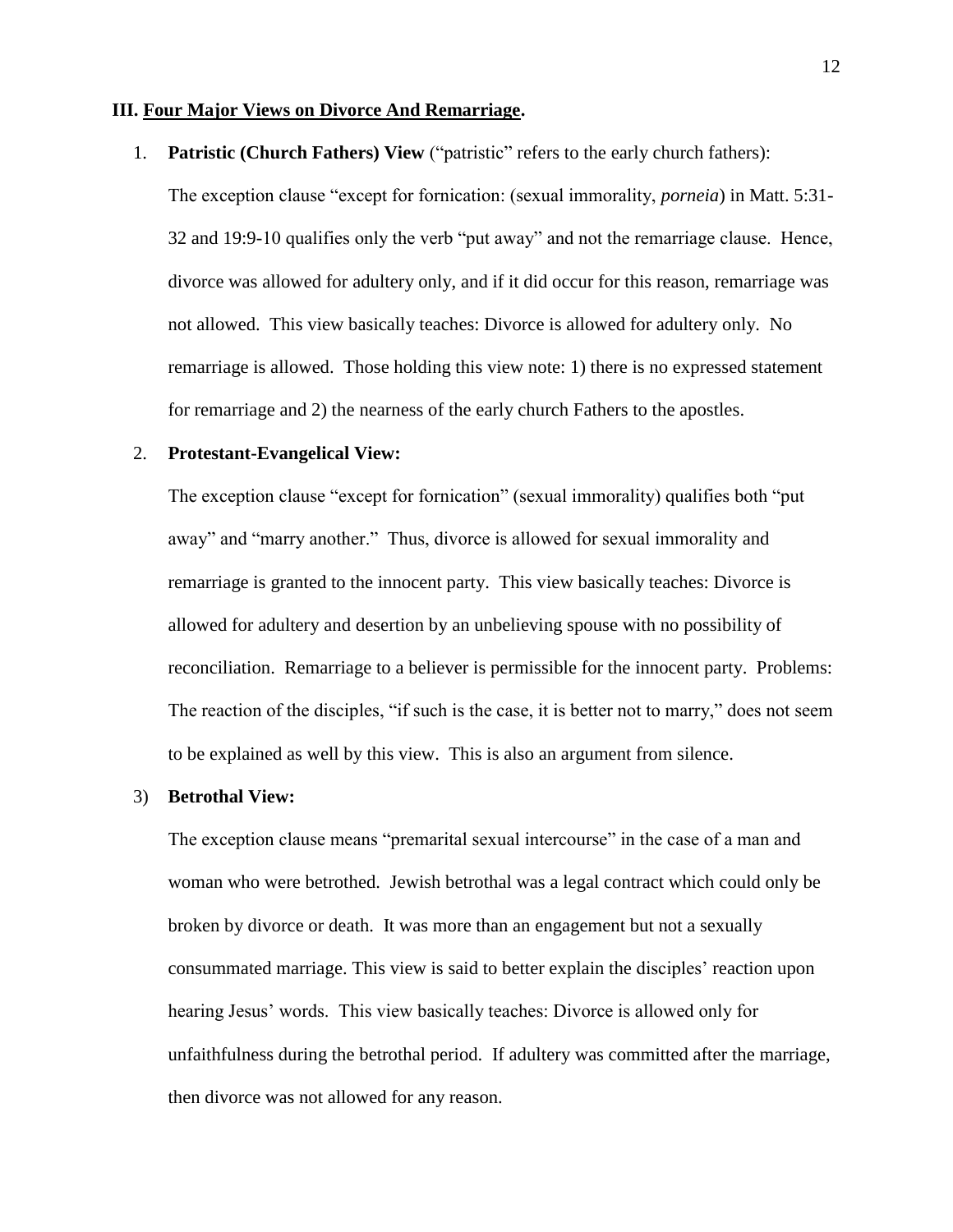### III. <u>Four Major Views on Divorce And Remarriage</u>.

1. **Patristic (Church Fathers) View** ("patristic" refers to the early church fathers):

   The exception clause "except for fornication: (sexual immorality, *porneia*) in Matt. 5:31-32 and 19:9-10 qualifies only the verb "put away" and not the remarriage clause. Hence, divorce was allowed for adultery only, and if it did occur for this reason, remarriage was not allowed. This view basically teaches: Divorce is allowed for adultery only. No remarriage is allowed. Those holding this view note: 1) there is no expressed statement for remarriage and 2) the nearness of the early church Fathers to the apostles.

2. **Protestant-Evangelical View:**

   The exception clause "except for fornication" (sexual immorality) qualifies both "put away" and "marry another." Thus, divorce is allowed for sexual immorality and remarriage is granted to the innocent party. This view basically teaches: Divorce is allowed for adultery and desertion by an unbelieving spouse with no possibility of reconciliation. Remarriage to a believer is permissible for the innocent party. Problems: The reaction of the disciples, "if such is the case, it is better not to marry," does not seem to be explained as well by this view. This is also an argument from silence.

3) **Betrothal View:**

   The exception clause means "premarital sexual intercourse" in the case of a man and woman who were betrothed. Jewish betrothal was a legal contract which could only be broken by divorce or death. It was more than an engagement but not a sexually consummated marriage. This view is said to better explain the disciples' reaction upon hearing Jesus' words. This view basically teaches: Divorce is allowed only for unfaithfulness during the betrothal period. If adultery was committed after the marriage, then divorce was not allowed for any reason.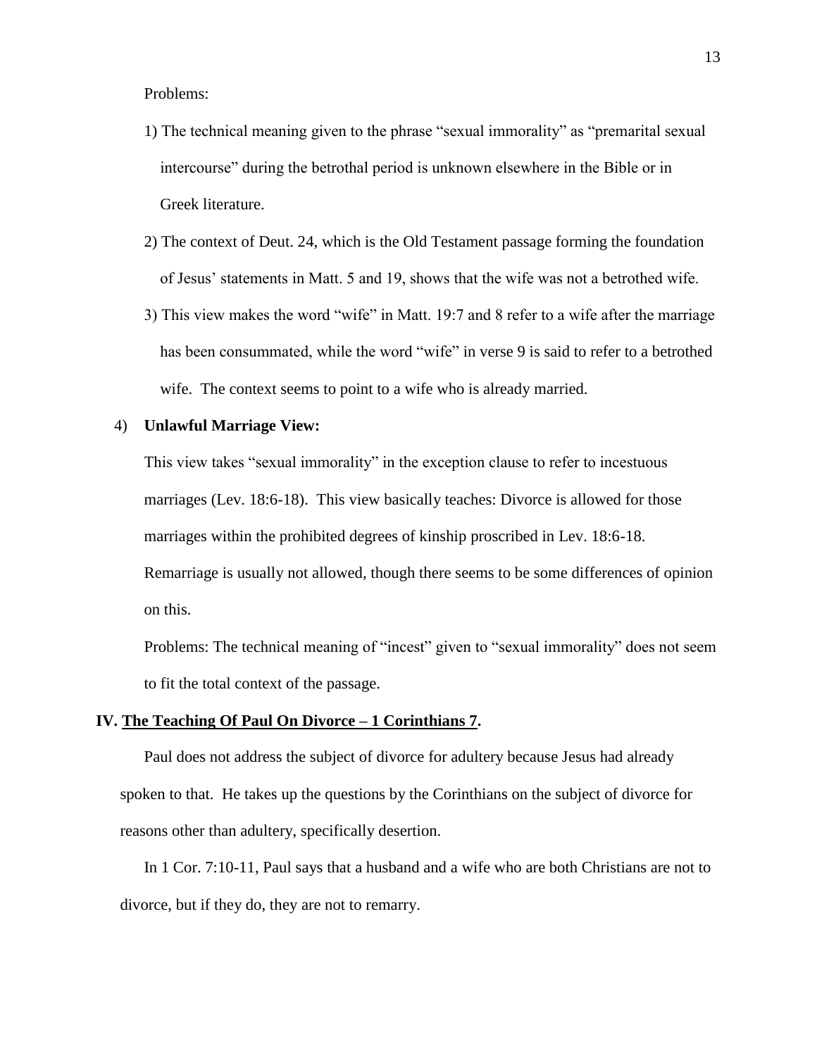Problems:

1) The technical meaning given to the phrase "sexual immorality" as "premarital sexual intercourse" during the betrothal period is unknown elsewhere in the Bible or in Greek literature.

2) The context of Deut. 24, which is the Old Testament passage forming the foundation of Jesus' statements in Matt. 5 and 19, shows that the wife was not a betrothed wife.

3) This view makes the word "wife" in Matt. 19:7 and 8 refer to a wife after the marriage has been consummated, while the word "wife" in verse 9 is said to refer to a betrothed wife. The context seems to point to a wife who is already married.

4) **Unlawful Marriage View:**

This view takes "sexual immorality" in the exception clause to refer to incestuous marriages (Lev. 18:6-18). This view basically teaches: Divorce is allowed for those marriages within the prohibited degrees of kinship proscribed in Lev. 18:6-18. Remarriage is usually not allowed, though there seems to be some differences of opinion on this.

Problems: The technical meaning of "incest" given to "sexual immorality" does not seem to fit the total context of the passage.

## IV. <u>The Teaching Of Paul On Divorce – 1 Corinthians 7</u>.

Paul does not address the subject of divorce for adultery because Jesus had already spoken to that. He takes up the questions by the Corinthians on the subject of divorce for reasons other than adultery, specifically desertion.

In 1 Cor. 7:10-11, Paul says that a husband and a wife who are both Christians are not to divorce, but if they do, they are not to remarry.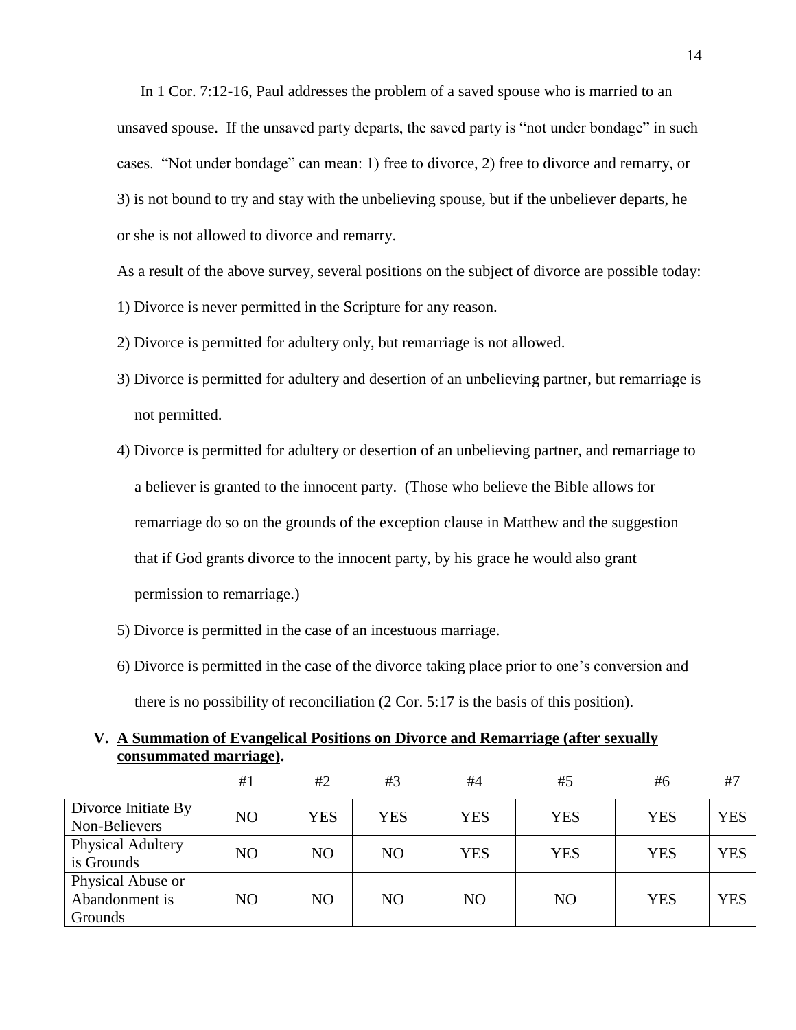In 1 Cor. 7:12-16, Paul addresses the problem of a saved spouse who is married to an unsaved spouse. If the unsaved party departs, the saved party is "not under bondage" in such cases. "Not under bondage" can mean: 1) free to divorce, 2) free to divorce and remarry, or 3) is not bound to try and stay with the unbelieving spouse, but if the unbeliever departs, he or she is not allowed to divorce and remarry.

As a result of the above survey, several positions on the subject of divorce are possible today:

1) Divorce is never permitted in the Scripture for any reason.
2) Divorce is permitted for adultery only, but remarriage is not allowed.
3) Divorce is permitted for adultery and desertion of an unbelieving partner, but remarriage is not permitted.
4) Divorce is permitted for adultery or desertion of an unbelieving partner, and remarriage to a believer is granted to the innocent party. (Those who believe the Bible allows for remarriage do so on the grounds of the exception clause in Matthew and the suggestion that if God grants divorce to the innocent party, by his grace he would also grant permission to remarriage.)
5) Divorce is permitted in the case of an incestuous marriage.
6) Divorce is permitted in the case of the divorce taking place prior to one's conversion and there is no possibility of reconciliation (2 Cor. 5:17 is the basis of this position).

## V. **<u>A Summation of Evangelical Positions on Divorce and Remarriage (after sexually consummated marriage)</u>.**

| | #1 | #2 | #3 | #4 | #5 | #6 | #7 |
|---|---|---|---|---|---|---|---|
| Divorce Initiate By Non-Believers | NO | YES | YES | YES | YES | YES | YES |
| Physical Adultery is Grounds | NO | NO | NO | YES | YES | YES | YES |
| Physical Abuse or Abandonment is Grounds | NO | NO | NO | NO | NO | YES | YES |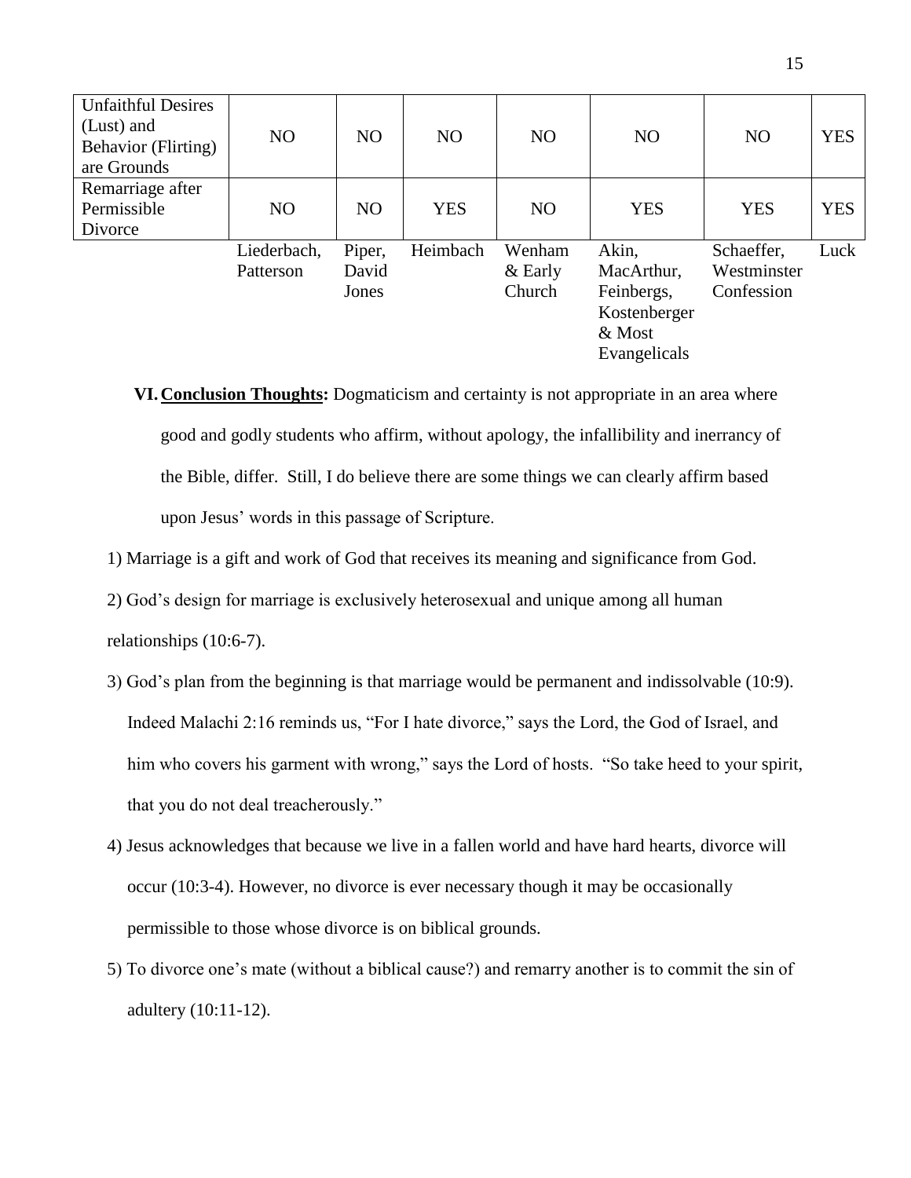| | | | | | | | |
|---|---|---|---|---|---|---|---|
| Unfaithful Desires (Lust) and Behavior (Flirting) are Grounds | NO | NO | NO | NO | NO | NO | YES |
| Remarriage after Permissible Divorce | NO | NO | YES | NO | YES | YES | YES |
| | Liederbach, Patterson | Piper, David Jones | Heimbach | Wenham & Early Church | Akin, MacArthur, Feinbergs, Kostenberger & Most Evangelicals | Schaeffer, Westminster Confession | Luck |

**VI. Conclusion Thoughts:** Dogmaticism and certainty is not appropriate in an area where good and godly students who affirm, without apology, the infallibility and inerrancy of the Bible, differ. Still, I do believe there are some things we can clearly affirm based upon Jesus' words in this passage of Scripture.

1) Marriage is a gift and work of God that receives its meaning and significance from God.

2) God's design for marriage is exclusively heterosexual and unique among all human relationships (10:6-7).

3) God's plan from the beginning is that marriage would be permanent and indissolvable (10:9). Indeed Malachi 2:16 reminds us, "For I hate divorce," says the Lord, the God of Israel, and him who covers his garment with wrong," says the Lord of hosts. "So take heed to your spirit, that you do not deal treacherously."

4) Jesus acknowledges that because we live in a fallen world and have hard hearts, divorce will occur (10:3-4). However, no divorce is ever necessary though it may be occasionally permissible to those whose divorce is on biblical grounds.

5) To divorce one's mate (without a biblical cause?) and remarry another is to commit the sin of adultery (10:11-12).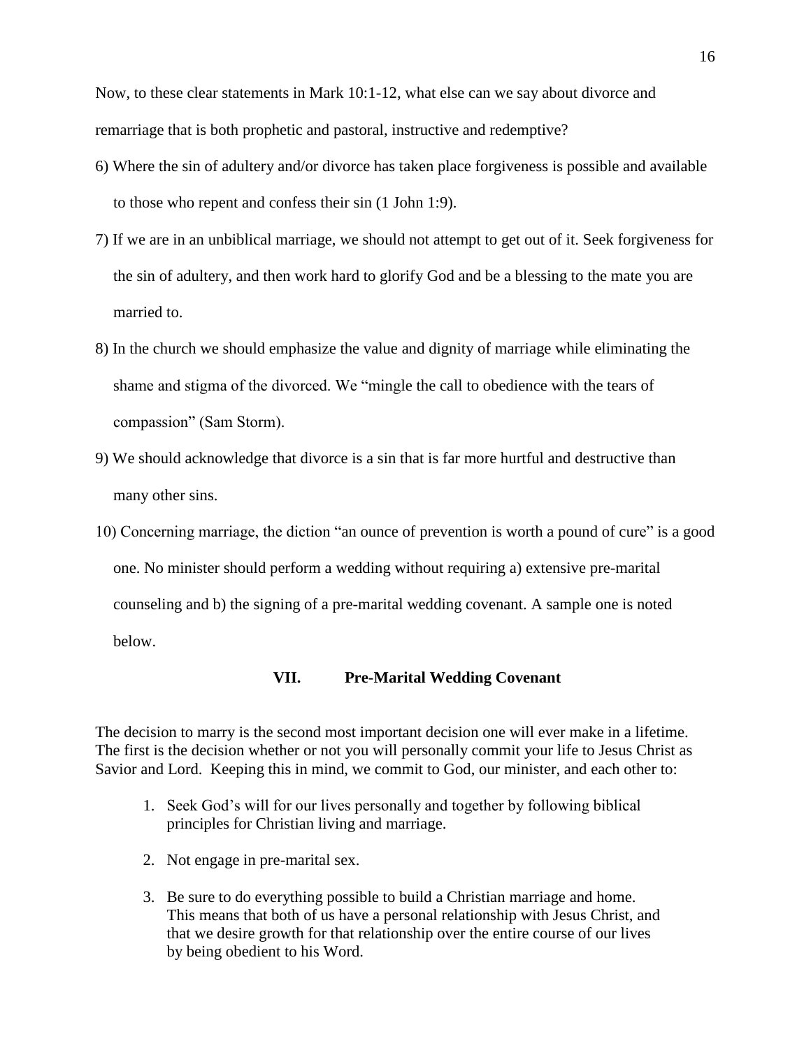Now, to these clear statements in Mark 10:1-12, what else can we say about divorce and remarriage that is both prophetic and pastoral, instructive and redemptive?

6) Where the sin of adultery and/or divorce has taken place forgiveness is possible and available to those who repent and confess their sin (1 John 1:9).

7) If we are in an unbiblical marriage, we should not attempt to get out of it. Seek forgiveness for the sin of adultery, and then work hard to glorify God and be a blessing to the mate you are married to.

8) In the church we should emphasize the value and dignity of marriage while eliminating the shame and stigma of the divorced. We "mingle the call to obedience with the tears of compassion" (Sam Storm).

9) We should acknowledge that divorce is a sin that is far more hurtful and destructive than many other sins.

10) Concerning marriage, the diction "an ounce of prevention is worth a pound of cure" is a good one. No minister should perform a wedding without requiring a) extensive pre-marital counseling and b) the signing of a pre-marital wedding covenant. A sample one is noted below.

## VII. Pre-Marital Wedding Covenant

The decision to marry is the second most important decision one will ever make in a lifetime. The first is the decision whether or not you will personally commit your life to Jesus Christ as Savior and Lord. Keeping this in mind, we commit to God, our minister, and each other to:

1. Seek God's will for our lives personally and together by following biblical principles for Christian living and marriage.

2. Not engage in pre-marital sex.

3. Be sure to do everything possible to build a Christian marriage and home. This means that both of us have a personal relationship with Jesus Christ, and that we desire growth for that relationship over the entire course of our lives by being obedient to his Word.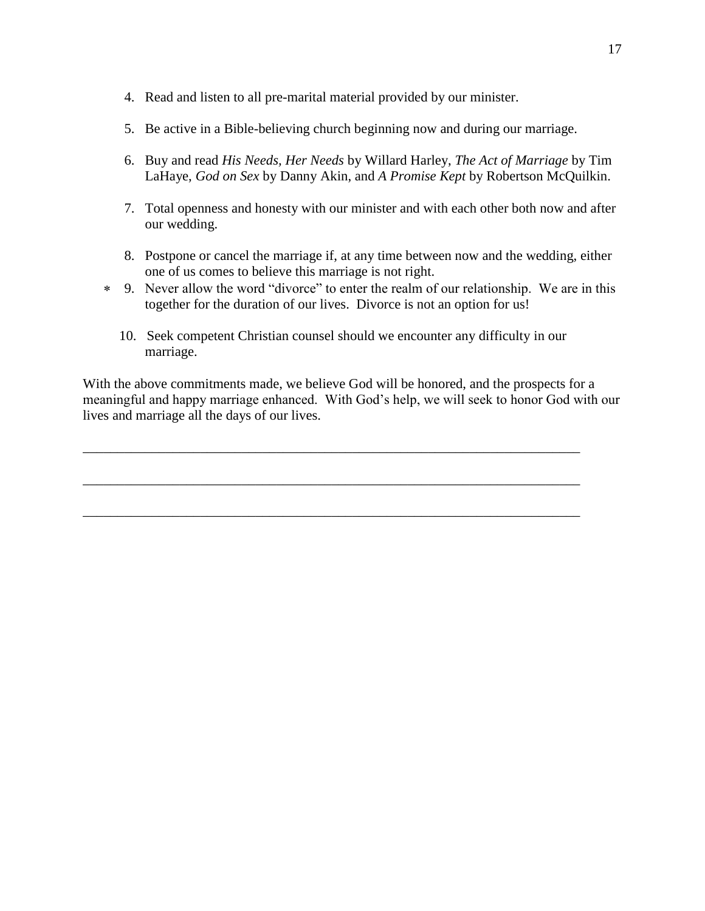4. Read and listen to all pre-marital material provided by our minister.

5. Be active in a Bible-believing church beginning now and during our marriage.

6. Buy and read *His Needs, Her Needs* by Willard Harley, *The Act of Marriage* by Tim LaHaye, *God on Sex* by Danny Akin, and *A Promise Kept* by Robertson McQuilkin.

7. Total openness and honesty with our minister and with each other both now and after our wedding.

8. Postpone or cancel the marriage if, at any time between now and the wedding, either one of us comes to believe this marriage is not right.

9. ∗ Never allow the word "divorce" to enter the realm of our relationship. We are in this together for the duration of our lives. Divorce is not an option for us!

10. Seek competent Christian counsel should we encounter any difficulty in our marriage.

With the above commitments made, we believe God will be honored, and the prospects for a meaningful and happy marriage enhanced. With God's help, we will seek to honor God with our lives and marriage all the days of our lives.

\_\_\_\_\_\_\_\_\_\_\_\_\_\_\_\_\_\_\_\_\_\_\_\_\_\_\_\_\_\_\_\_\_\_\_\_\_\_\_\_\_\_\_\_\_\_\_\_\_\_\_\_\_\_\_\_\_\_\_\_\_\_\_\_\_\_\_\_\_\_

\_\_\_\_\_\_\_\_\_\_\_\_\_\_\_\_\_\_\_\_\_\_\_\_\_\_\_\_\_\_\_\_\_\_\_\_\_\_\_\_\_\_\_\_\_\_\_\_\_\_\_\_\_\_\_\_\_\_\_\_\_\_\_\_\_\_\_\_\_\_

\_\_\_\_\_\_\_\_\_\_\_\_\_\_\_\_\_\_\_\_\_\_\_\_\_\_\_\_\_\_\_\_\_\_\_\_\_\_\_\_\_\_\_\_\_\_\_\_\_\_\_\_\_\_\_\_\_\_\_\_\_\_\_\_\_\_\_\_\_\_